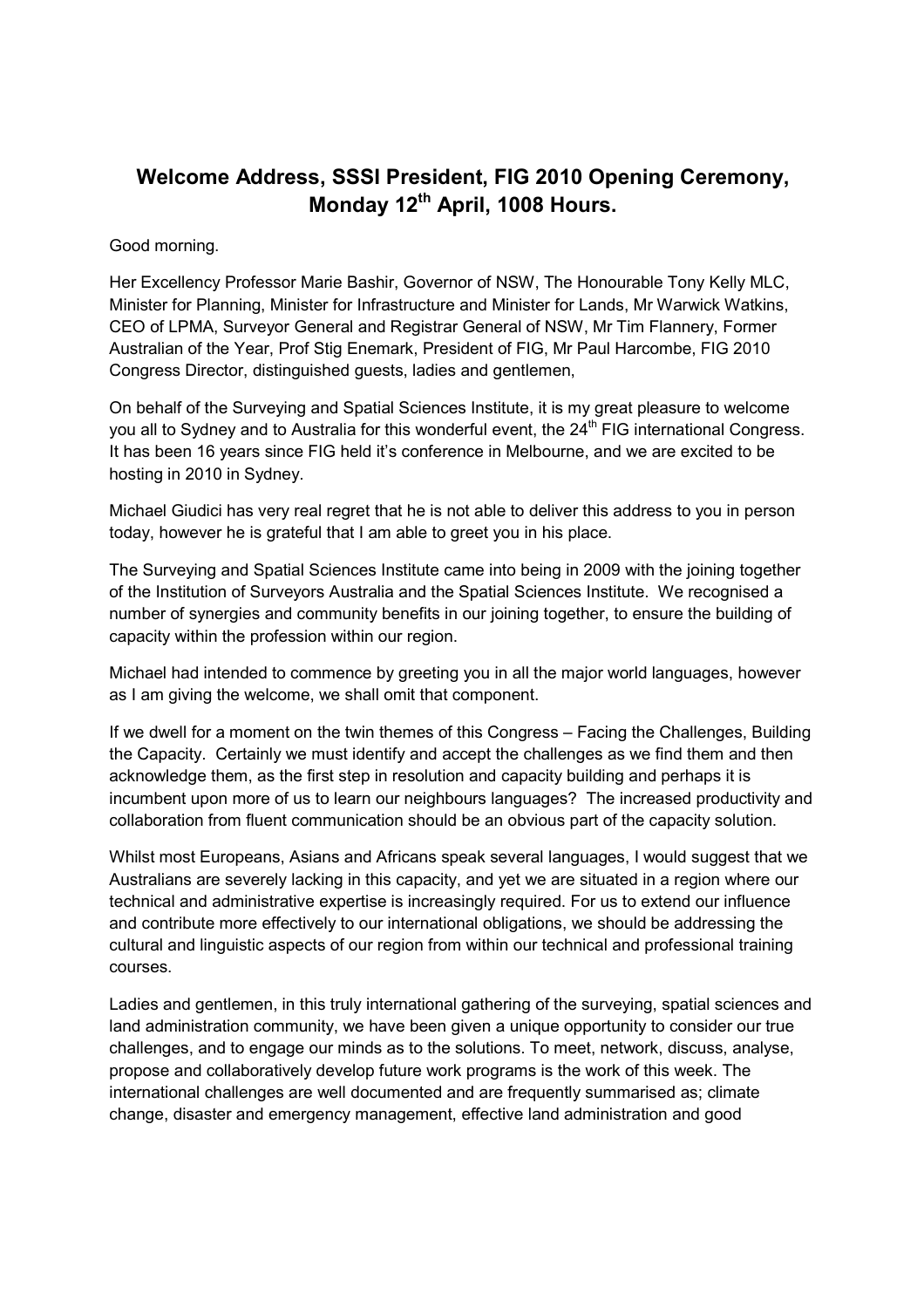# Welcome Address, SSSI President, FIG 2010 Opening Ceremony, Monday 12th April, 1008 Hours.

Good morning.

Her Excellency Professor Marie Bashir, Governor of NSW, The Honourable Tony Kelly MLC, Minister for Planning, Minister for Infrastructure and Minister for Lands, Mr Warwick Watkins, CEO of LPMA, Surveyor General and Registrar General of NSW, Mr Tim Flannery, Former Australian of the Year, Prof Stig Enemark, President of FIG, Mr Paul Harcombe, FIG 2010 Congress Director, distinguished guests, ladies and gentlemen,

On behalf of the Surveying and Spatial Sciences Institute, it is my great pleasure to welcome you all to Sydney and to Australia for this wonderful event, the 24th FIG international Congress. It has been 16 years since FIG held it's conference in Melbourne, and we are excited to be hosting in 2010 in Sydney.

Michael Giudici has very real regret that he is not able to deliver this address to you in person today, however he is grateful that I am able to greet you in his place.

The Surveying and Spatial Sciences Institute came into being in 2009 with the joining together of the Institution of Surveyors Australia and the Spatial Sciences Institute. We recognised a number of synergies and community benefits in our joining together, to ensure the building of capacity within the profession within our region.

Michael had intended to commence by greeting you in all the major world languages, however as I am giving the welcome, we shall omit that component.

If we dwell for a moment on the twin themes of this Congress – Facing the Challenges, Building the Capacity. Certainly we must identify and accept the challenges as we find them and then acknowledge them, as the first step in resolution and capacity building and perhaps it is incumbent upon more of us to learn our neighbours languages? The increased productivity and collaboration from fluent communication should be an obvious part of the capacity solution.

Whilst most Europeans, Asians and Africans speak several languages, I would suggest that we Australians are severely lacking in this capacity, and yet we are situated in a region where our technical and administrative expertise is increasingly required. For us to extend our influence and contribute more effectively to our international obligations, we should be addressing the cultural and linguistic aspects of our region from within our technical and professional training courses.

Ladies and gentlemen, in this truly international gathering of the surveying, spatial sciences and land administration community, we have been given a unique opportunity to consider our true challenges, and to engage our minds as to the solutions. To meet, network, discuss, analyse, propose and collaboratively develop future work programs is the work of this week. The international challenges are well documented and are frequently summarised as; climate change, disaster and emergency management, effective land administration and good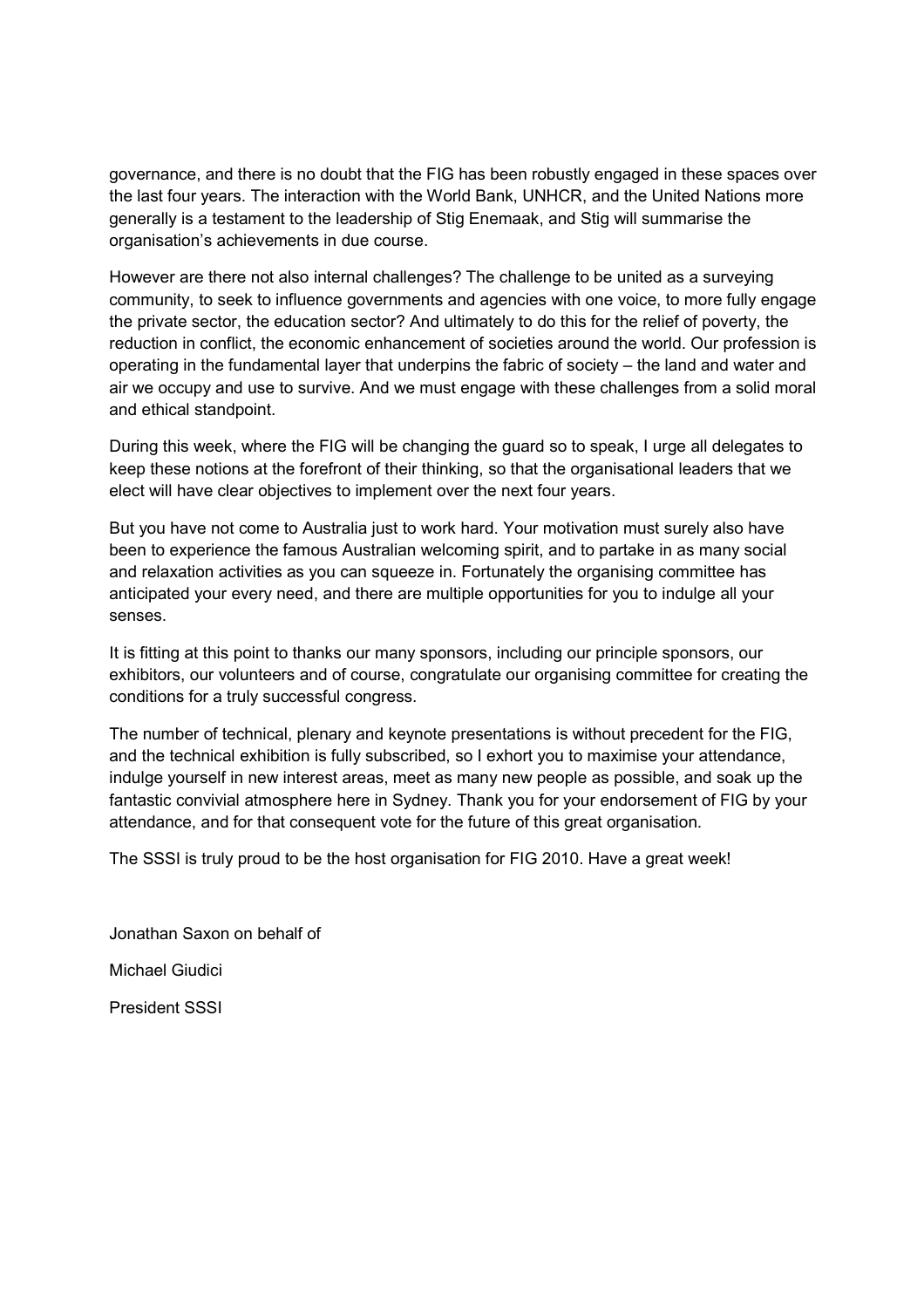governance, and there is no doubt that the FIG has been robustly engaged in these spaces over the last four years. The interaction with the World Bank, UNHCR, and the United Nations more generally is a testament to the leadership of Stig Enemaak, and Stig will summarise the organisation's achievements in due course.

However are there not also internal challenges? The challenge to be united as a surveying community, to seek to influence governments and agencies with one voice, to more fully engage the private sector, the education sector? And ultimately to do this for the relief of poverty, the reduction in conflict, the economic enhancement of societies around the world. Our profession is operating in the fundamental layer that underpins the fabric of society – the land and water and air we occupy and use to survive. And we must engage with these challenges from a solid moral and ethical standpoint.

During this week, where the FIG will be changing the guard so to speak, I urge all delegates to keep these notions at the forefront of their thinking, so that the organisational leaders that we elect will have clear objectives to implement over the next four years.

But you have not come to Australia just to work hard. Your motivation must surely also have been to experience the famous Australian welcoming spirit, and to partake in as many social and relaxation activities as you can squeeze in. Fortunately the organising committee has anticipated your every need, and there are multiple opportunities for you to indulge all your senses.

It is fitting at this point to thanks our many sponsors, including our principle sponsors, our exhibitors, our volunteers and of course, congratulate our organising committee for creating the conditions for a truly successful congress.

The number of technical, plenary and keynote presentations is without precedent for the FIG, and the technical exhibition is fully subscribed, so I exhort you to maximise your attendance, indulge yourself in new interest areas, meet as many new people as possible, and soak up the fantastic convivial atmosphere here in Sydney. Thank you for your endorsement of FIG by your attendance, and for that consequent vote for the future of this great organisation.

The SSSI is truly proud to be the host organisation for FIG 2010. Have a great week!

Jonathan Saxon on behalf of

Michael Giudici

President SSSI